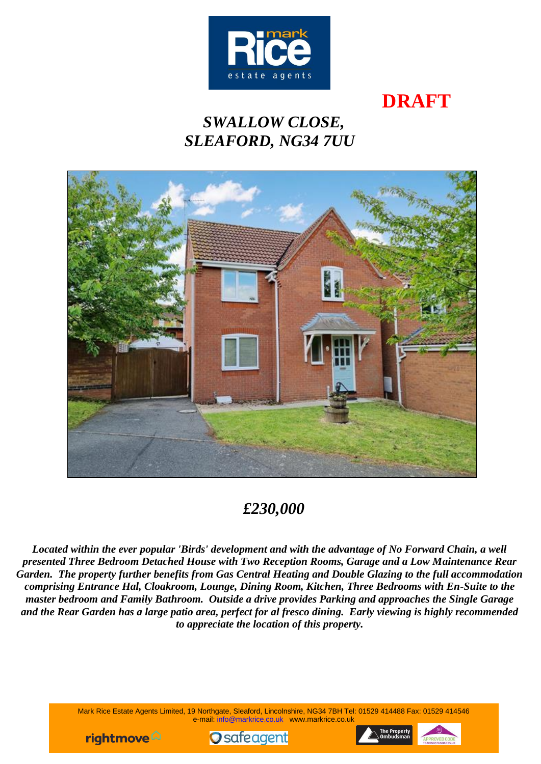**DRAFT**

# *SWALLOW CLOSE, SLEAFORD, NG34 7UU*

## *£230,000*

***Located within the ever popular 'Birds' development and with the advantage of No Forward Chain, a well presented Three Bedroom Detached House with Two Reception Rooms, Garage and a Low Maintenance Rear Garden. The property further benefits from Gas Central Heating and Double Glazing to the full accommodation comprising Entrance Hal, Cloakroom, Lounge, Dining Room, Kitchen, Three Bedrooms with En-Suite to the master bedroom and Family Bathroom. Outside a drive provides Parking and approaches the Single Garage and the Rear Garden has a large patio area, perfect for al fresco dining. Early viewing is highly recommended to appreciate the location of this property.***

Mark Rice Estate Agents Limited, 19 Northgate, Sleaford, Lincolnshire, NG34 7BH Tel: 01529 414488 Fax: 01529 414546
e-mail: info@markrice.co.uk www.markrice.co.uk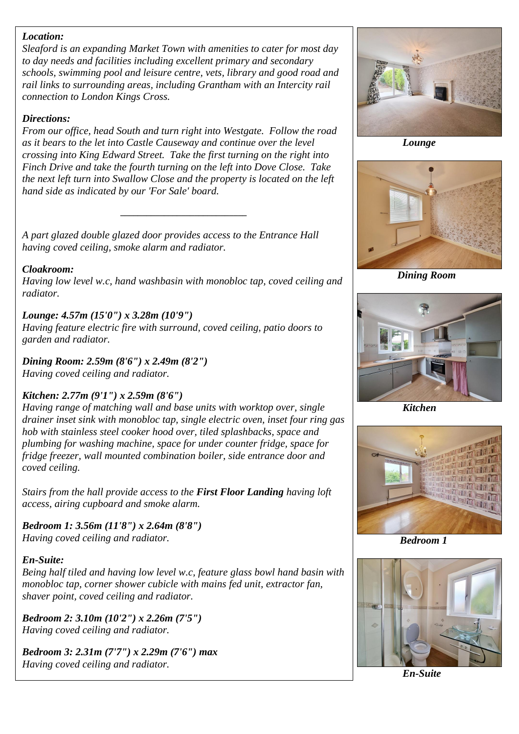***Location:***

*Sleaford is an expanding Market Town with amenities to cater for most day to day needs and facilities including excellent primary and secondary schools, swimming pool and leisure centre, vets, library and good road and rail links to surrounding areas, including Grantham with an Intercity rail connection to London Kings Cross.*

***Directions:***

*From our office, head South and turn right into Westgate. Follow the road as it bears to the let into Castle Causeway and continue over the level crossing into King Edward Street. Take the first turning on the right into Finch Drive and take the fourth turning on the left into Dove Close. Take the next left turn into Swallow Close and the property is located on the left hand side as indicated by our 'For Sale' board.*

---

*A part glazed double glazed door provides access to the Entrance Hall having coved ceiling, smoke alarm and radiator.*

***Cloakroom:***

*Having low level w.c, hand washbasin with monobloc tap, coved ceiling and radiator.*

***Lounge: 4.57m (15'0") x 3.28m (10'9")***

*Having feature electric fire with surround, coved ceiling, patio doors to garden and radiator.*

***Dining Room: 2.59m (8'6") x 2.49m (8'2")***

*Having coved ceiling and radiator.*

***Kitchen: 2.77m (9'1") x 2.59m (8'6")***

*Having range of matching wall and base units with worktop over, single drainer inset sink with monobloc tap, single electric oven, inset four ring gas hob with stainless steel cooker hood over, tiled splashbacks, space and plumbing for washing machine, space for under counter fridge, space for fridge freezer, wall mounted combination boiler, side entrance door and coved ceiling.*

*Stairs from the hall provide access to the* ***First Floor Landing*** *having loft access, airing cupboard and smoke alarm.*

***Bedroom 1: 3.56m (11'8") x 2.64m (8'8")***

*Having coved ceiling and radiator.*

***En-Suite:***

*Being half tiled and having low level w.c, feature glass bowl hand basin with monobloc tap, corner shower cubicle with mains fed unit, extractor fan, shaver point, coved ceiling and radiator.*

***Bedroom 2: 3.10m (10'2") x 2.26m (7'5")***

*Having coved ceiling and radiator.*

***Bedroom 3: 2.31m (7'7") x 2.29m (7'6") max***

*Having coved ceiling and radiator.*

***Lounge***

***Dining Room***

***Kitchen***

***Bedroom 1***

***En-Suite***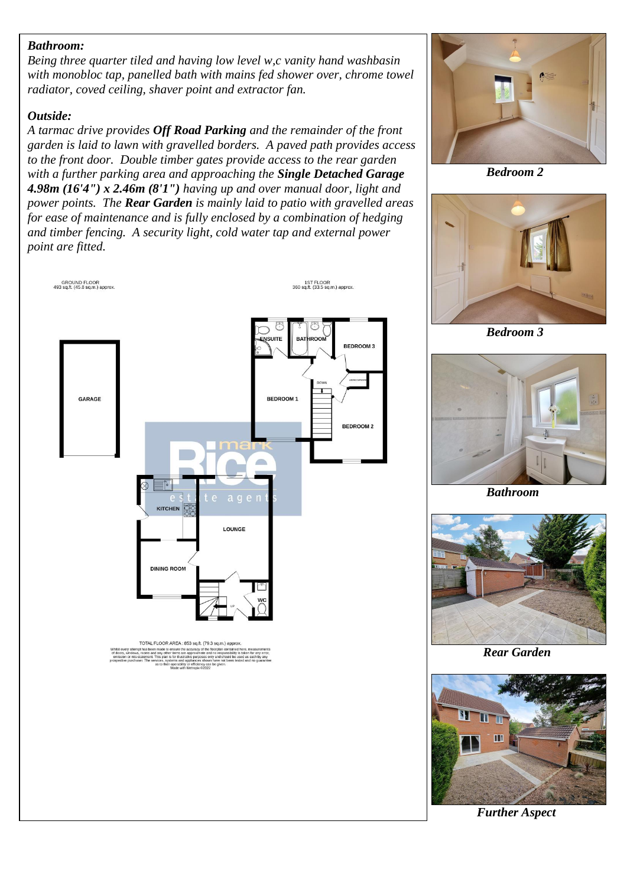***Bathroom:***

*Being three quarter tiled and having low level w,c vanity hand washbasin with monobloc tap, panelled bath with mains fed shower over, chrome towel radiator, coved ceiling, shaver point and extractor fan.*

***Outside:***

*A tarmac drive provides **Off Road Parking** and the remainder of the front garden is laid to lawn with gravelled borders. A paved path provides access to the front door. Double timber gates provide access to the rear garden with a further parking area and approaching the **Single Detached Garage 4.98m (16'4") x 2.46m (8'1")** having up and over manual door, light and power points. The **Rear Garden** is mainly laid to patio with gravelled areas for ease of maintenance and is fully enclosed by a combination of hedging and timber fencing. A security light, cold water tap and external power point are fitted.*

GROUND FLOOR
493 sq.ft. (45.8 sq.m.) approx.

1ST FLOOR
360 sq.ft. (33.5 sq.m.) approx.

GARAGE

ENSUITE BATHROOM BEDROOM 3

BEDROOM 1 BEDROOM 2

KITCHEN LOUNGE DINING ROOM WC

TOTAL FLOOR AREA : 853 sq.ft. (79.3 sq.m.) approx.

Whilst every attempt has been made to ensure the accuracy of the floorplan contained here, measurements of doors, windows, rooms and any other items are approximate and no responsibility is taken for any error, omission or mis-statement. This plan is for illustrative purposes only and should be used as such by any prospective purchaser. The services, systems and appliances shown have not been tested and no guarantee as to their operability or efficiency can be given.
Made with Metropix ©2022

***Bedroom 2***

***Bedroom 3***

***Bathroom***

***Rear Garden***

***Further Aspect***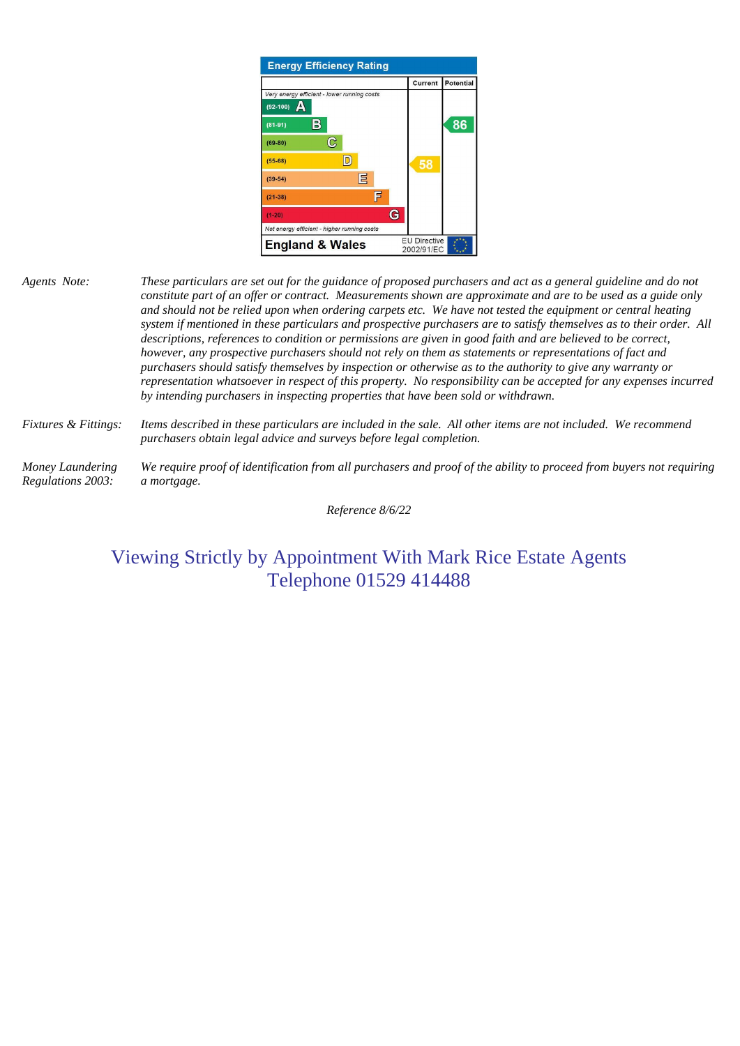**Energy Efficiency Rating**

Current | Potential

Very energy efficient - lower running costs

(92-100) A

(81-91) B

(69-80) C

(55-68) D

(39-54) E

(21-38) F

(1-20) G

Not energy efficient - higher running costs

58

86

England & Wales

EU Directive 2002/91/EC

| | |
|---|---|
| *Agents Note:* | *These particulars are set out for the guidance of proposed purchasers and act as a general guideline and do not constitute part of an offer or contract. Measurements shown are approximate and are to be used as a guide only and should not be relied upon when ordering carpets etc. We have not tested the equipment or central heating system if mentioned in these particulars and prospective purchasers are to satisfy themselves as to their order. All descriptions, references to condition or permissions are given in good faith and are believed to be correct, however, any prospective purchasers should not rely on them as statements or representations of fact and purchasers should satisfy themselves by inspection or otherwise as to the authority to give any warranty or representation whatsoever in respect of this property. No responsibility can be accepted for any expenses incurred by intending purchasers in inspecting properties that have been sold or withdrawn.* |
| *Fixtures & Fittings:* | *Items described in these particulars are included in the sale. All other items are not included. We recommend purchasers obtain legal advice and surveys before legal completion.* |
| *Money Laundering Regulations 2003:* | *We require proof of identification from all purchasers and proof of the ability to proceed from buyers not requiring a mortgage.* |

*Reference 8/6/22*

Viewing Strictly by Appointment With Mark Rice Estate Agents
Telephone 01529 414488